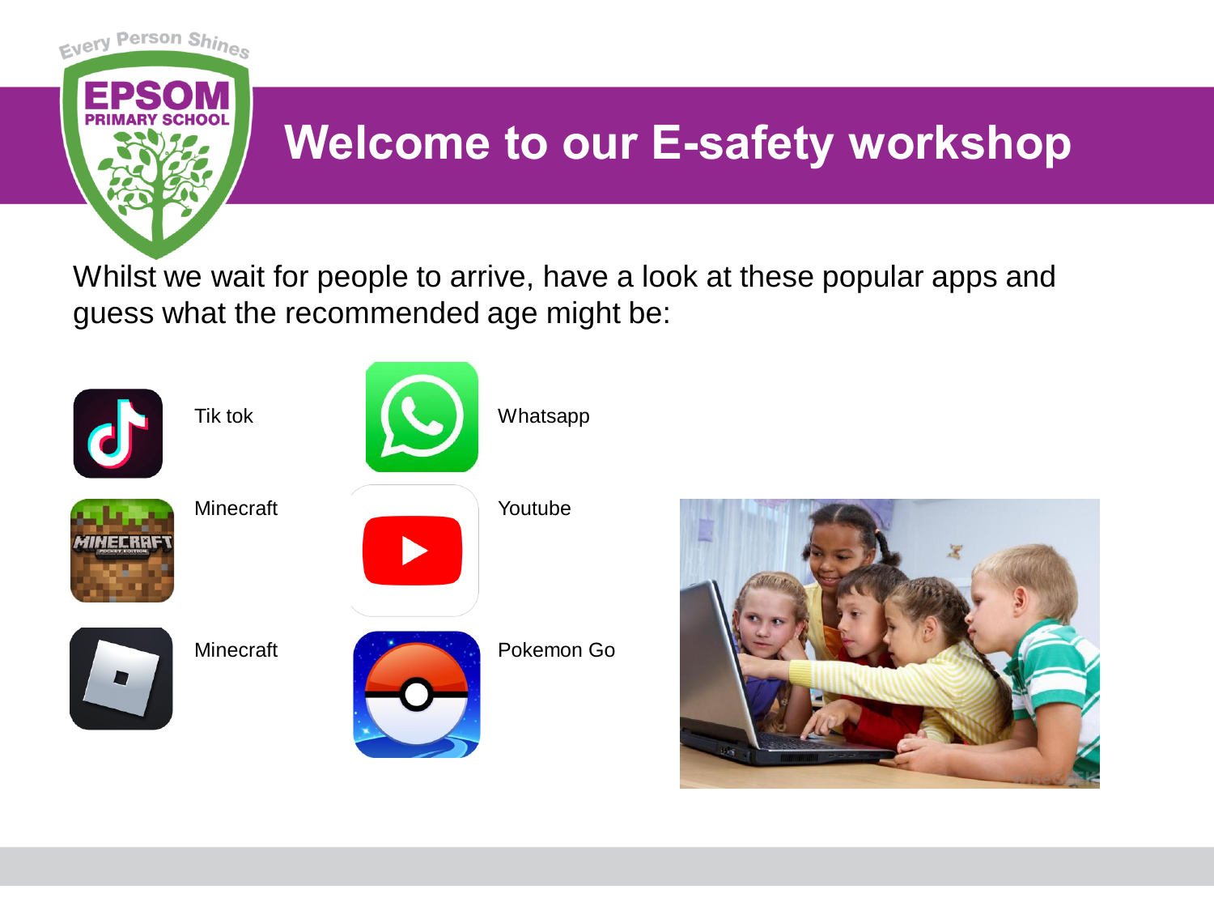# Welcome to our E-safety workshop

Whilst we wait for people to arrive, have a look at these popular apps and guess what the recommended age might be:

- Tik tok
- Whatsapp
- Minecraft
- Youtube
- Minecraft
- Pokemon Go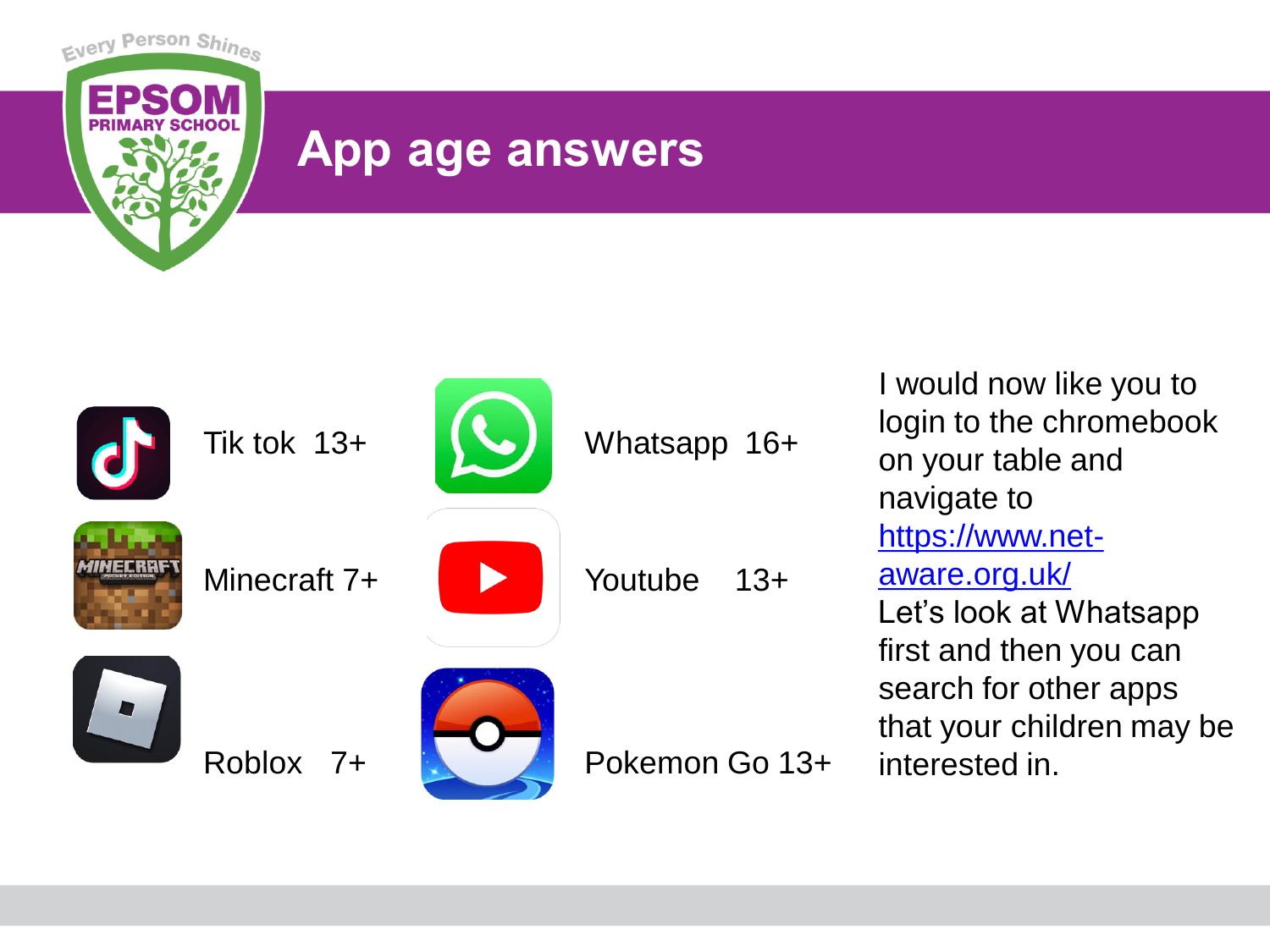Every Person Shines

EPSOM PRIMARY SCHOOL

# App age answers

| | | | |
|---|---|---|---|
| Tik tok | 13+ | Whatsapp | 16+ |
| Minecraft | 7+ | Youtube | 13+ |
| Roblox | 7+ | Pokemon Go | 13+ |

I would now like you to login to the chromebook on your table and navigate to [https://www.net-aware.org.uk/](https://www.net-aware.org.uk/)
Let's look at Whatsapp first and then you can search for other apps that your children may be interested in.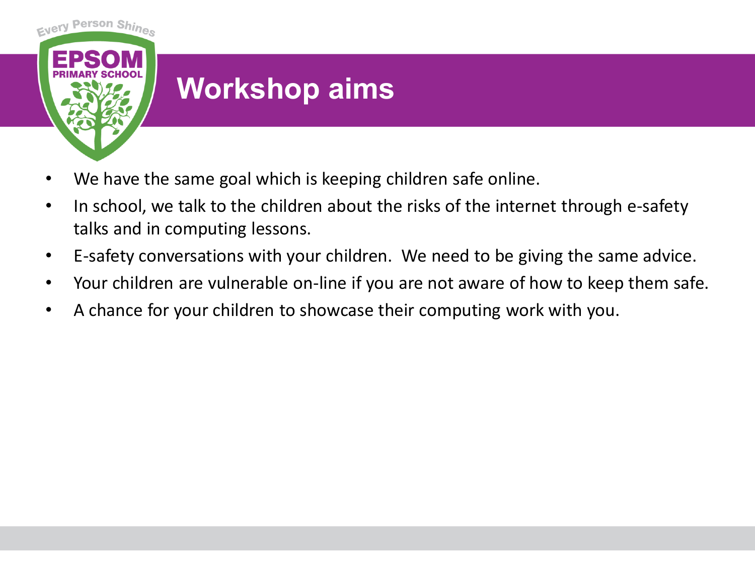# Workshop aims

- We have the same goal which is keeping children safe online.
- In school, we talk to the children about the risks of the internet through e-safety talks and in computing lessons.
- E-safety conversations with your children. We need to be giving the same advice.
- Your children are vulnerable on-line if you are not aware of how to keep them safe.
- A chance for your children to showcase their computing work with you.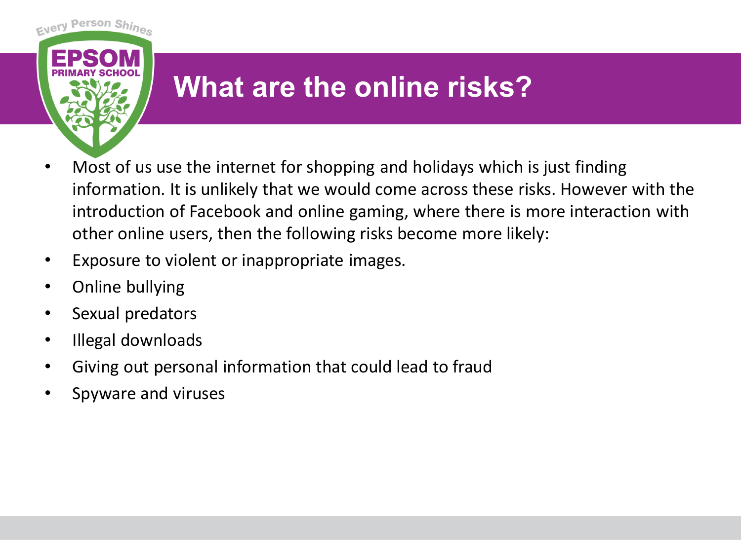# What are the online risks?

- Most of us use the internet for shopping and holidays which is just finding information. It is unlikely that we would come across these risks. However with the introduction of Facebook and online gaming, where there is more interaction with other online users, then the following risks become more likely:
- Exposure to violent or inappropriate images.
- Online bullying
- Sexual predators
- Illegal downloads
- Giving out personal information that could lead to fraud
- Spyware and viruses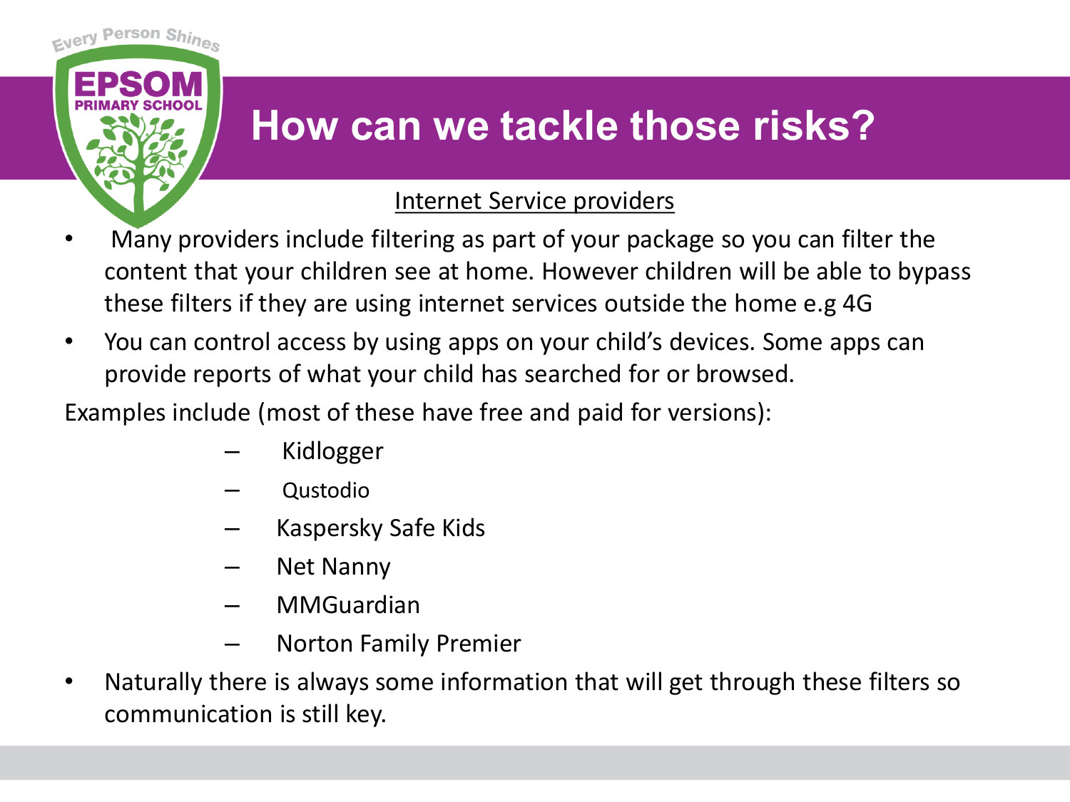# How can we tackle those risks?

<u>Internet Service providers</u>

- Many providers include filtering as part of your package so you can filter the content that your children see at home. However children will be able to bypass these filters if they are using internet services outside the home e.g 4G
- You can control access by using apps on your child's devices. Some apps can provide reports of what your child has searched for or browsed.

Examples include (most of these have free and paid for versions):

- Kidlogger
- Qustodio
- Kaspersky Safe Kids
- Net Nanny
- MMGuardian
- Norton Family Premier

- Naturally there is always some information that will get through these filters so communication is still key.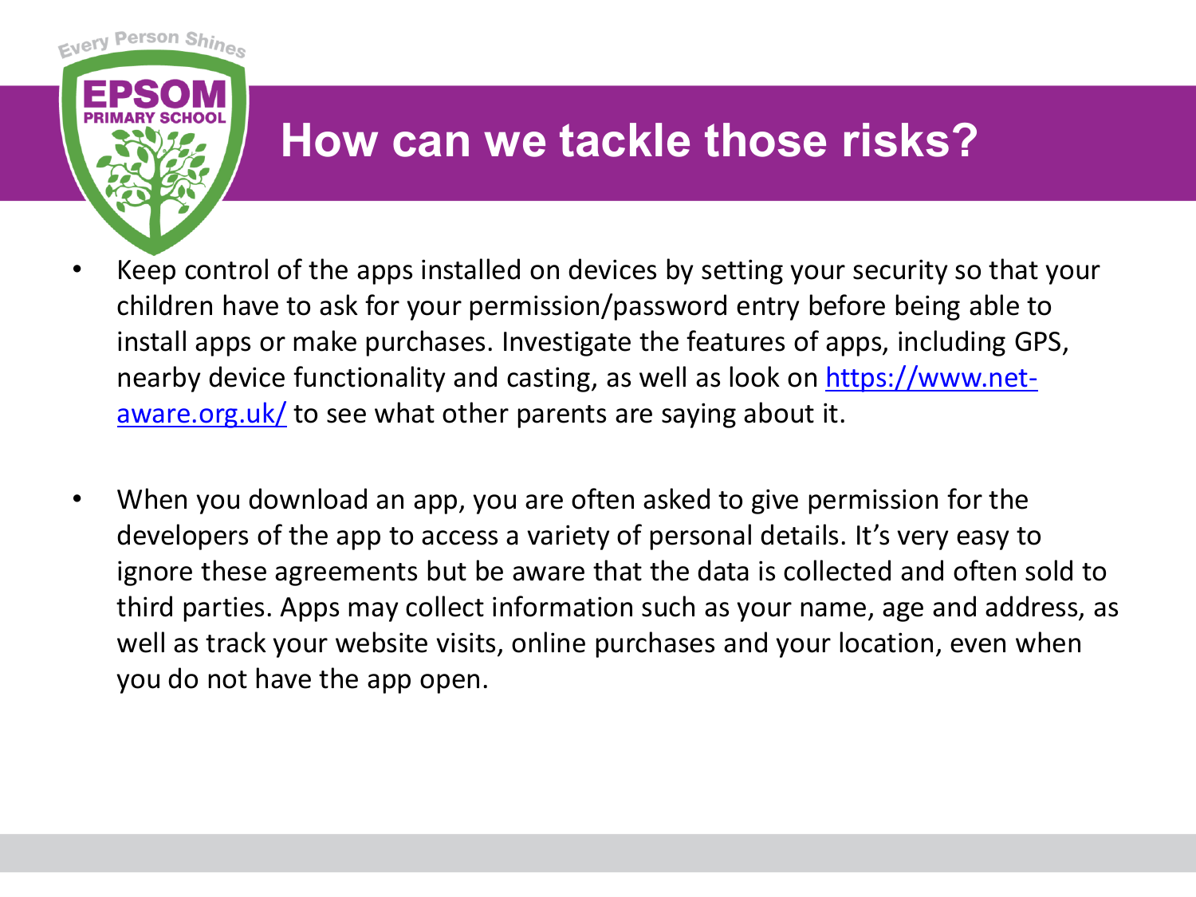# How can we tackle those risks?

- Keep control of the apps installed on devices by setting your security so that your children have to ask for your permission/password entry before being able to install apps or make purchases. Investigate the features of apps, including GPS, nearby device functionality and casting, as well as look on [https://www.net-aware.org.uk/](https://www.net-aware.org.uk/) to see what other parents are saying about it.

- When you download an app, you are often asked to give permission for the developers of the app to access a variety of personal details. It's very easy to ignore these agreements but be aware that the data is collected and often sold to third parties. Apps may collect information such as your name, age and address, as well as track your website visits, online purchases and your location, even when you do not have the app open.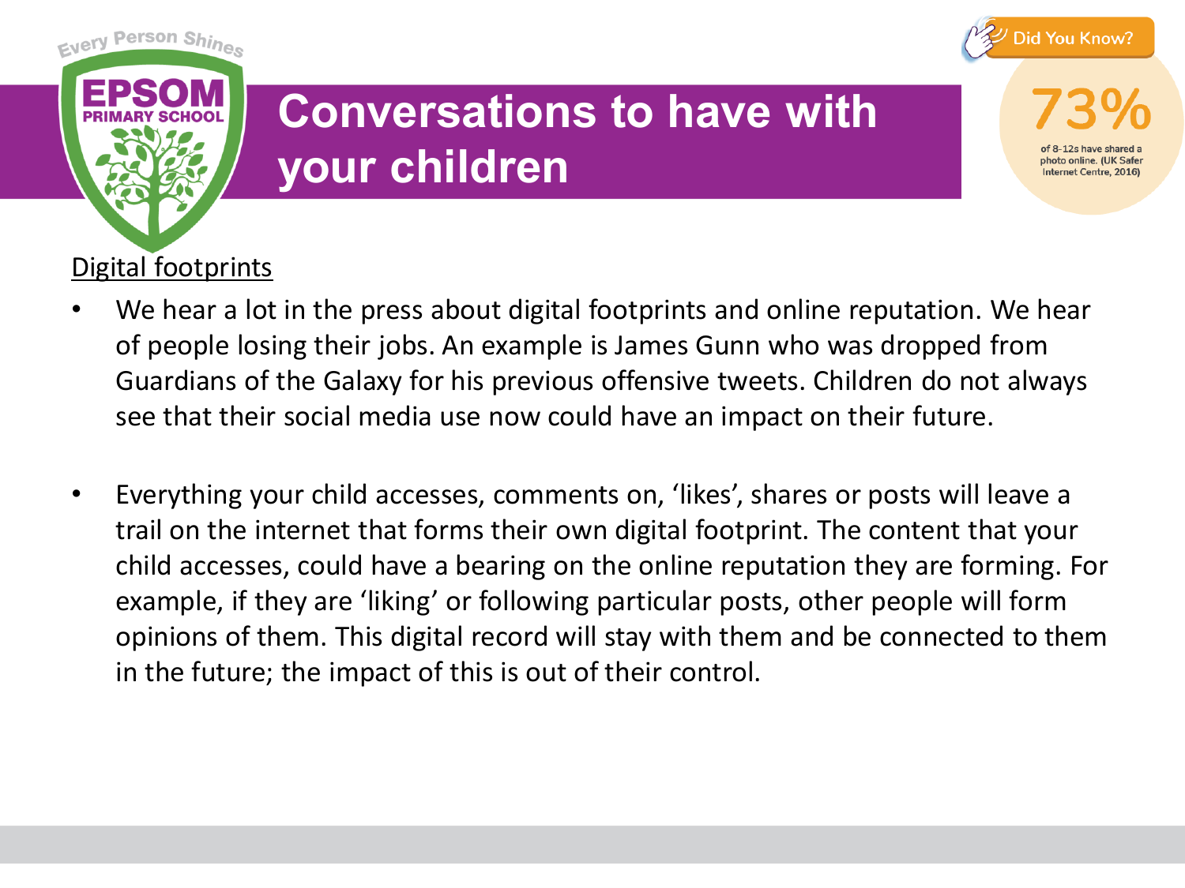# Conversations to have with your children

**Did You Know?**

**73%** of 8-12s have shared a photo online. (UK Safer Internet Centre, 2016)

## Digital footprints

- We hear a lot in the press about digital footprints and online reputation. We hear of people losing their jobs. An example is James Gunn who was dropped from Guardians of the Galaxy for his previous offensive tweets. Children do not always see that their social media use now could have an impact on their future.

- Everything your child accesses, comments on, 'likes', shares or posts will leave a trail on the internet that forms their own digital footprint. The content that your child accesses, could have a bearing on the online reputation they are forming. For example, if they are 'liking' or following particular posts, other people will form opinions of them. This digital record will stay with them and be connected to them in the future; the impact of this is out of their control.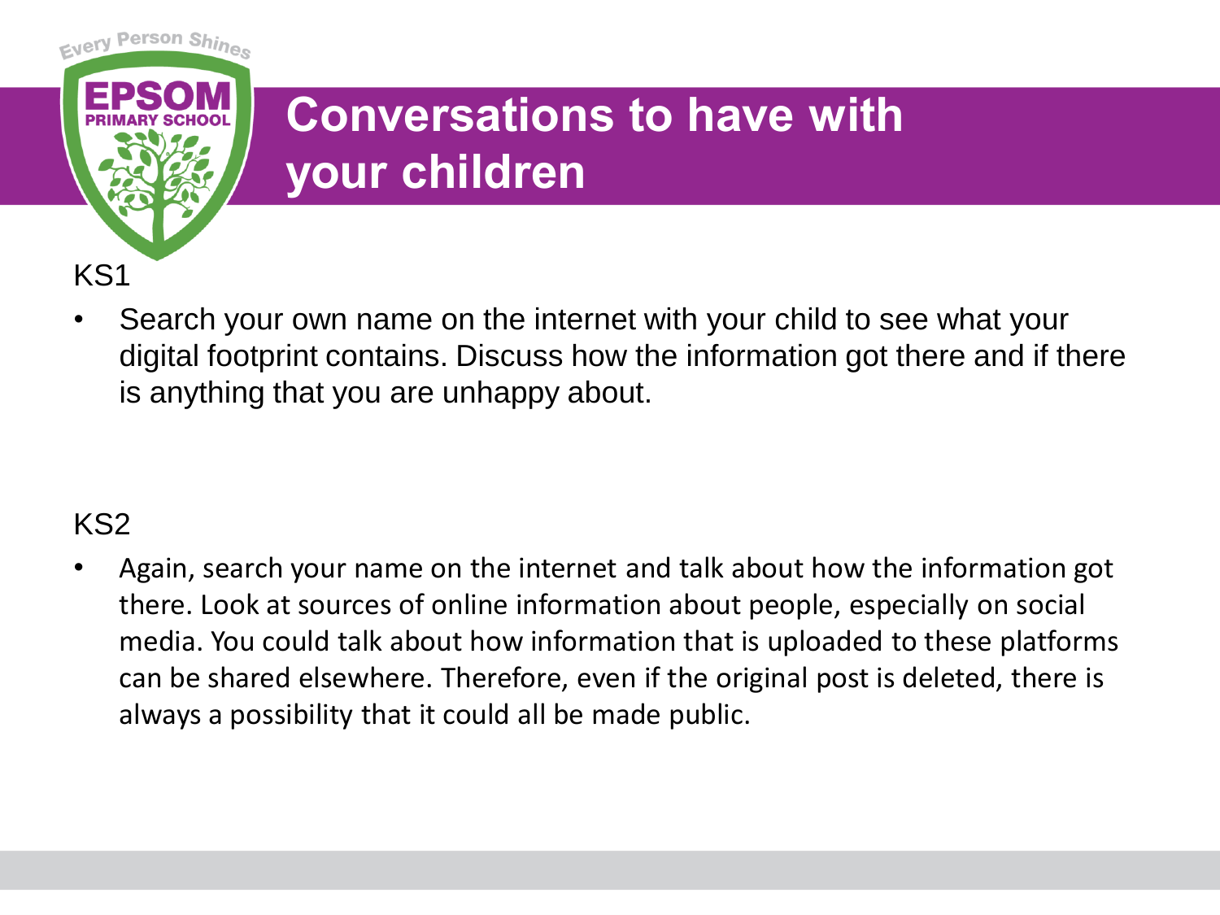# Conversations to have with your children

## KS1

- Search your own name on the internet with your child to see what your digital footprint contains. Discuss how the information got there and if there is anything that you are unhappy about.

## KS2

- Again, search your name on the internet and talk about how the information got there. Look at sources of online information about people, especially on social media. You could talk about how information that is uploaded to these platforms can be shared elsewhere. Therefore, even if the original post is deleted, there is always a possibility that it could all be made public.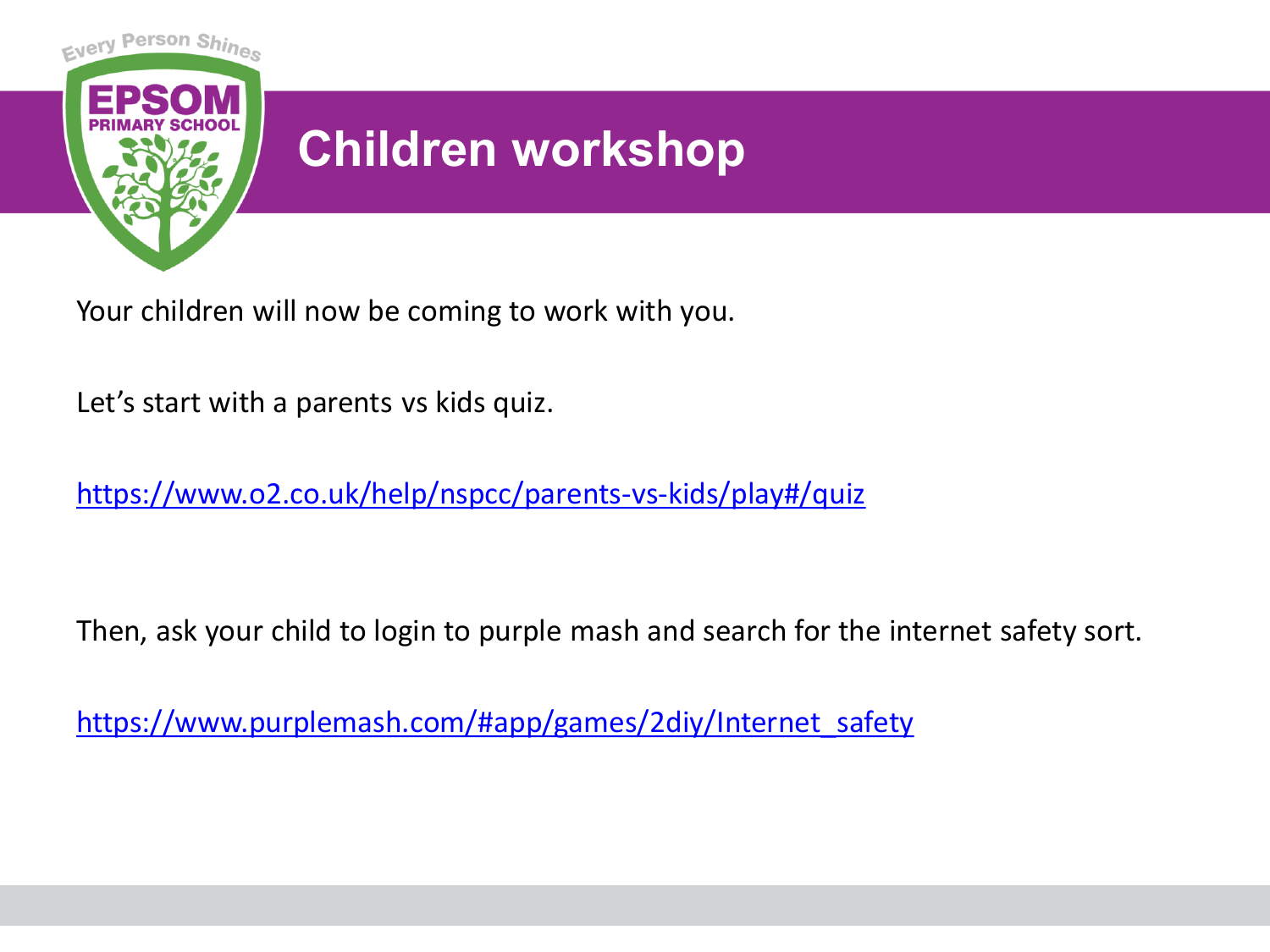# Children workshop

Your children will now be coming to work with you.

Let's start with a parents vs kids quiz.

https://www.o2.co.uk/help/nspcc/parents-vs-kids/play#/quiz

Then, ask your child to login to purple mash and search for the internet safety sort.

https://www.purplemash.com/#app/games/2diy/Internet_safety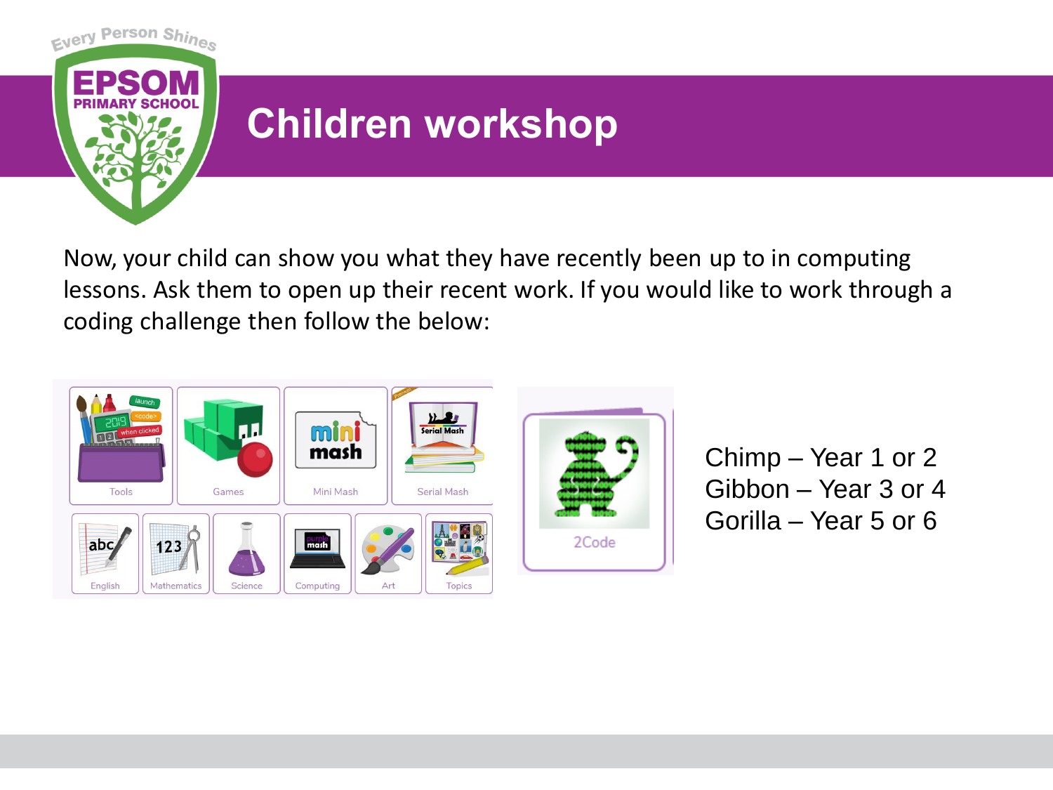# Children workshop

Now, your child can show you what they have recently been up to in computing lessons. Ask them to open up their recent work. If you would like to work through a coding challenge then follow the below:

Chimp – Year 1 or 2
Gibbon – Year 3 or 4
Gorilla – Year 5 or 6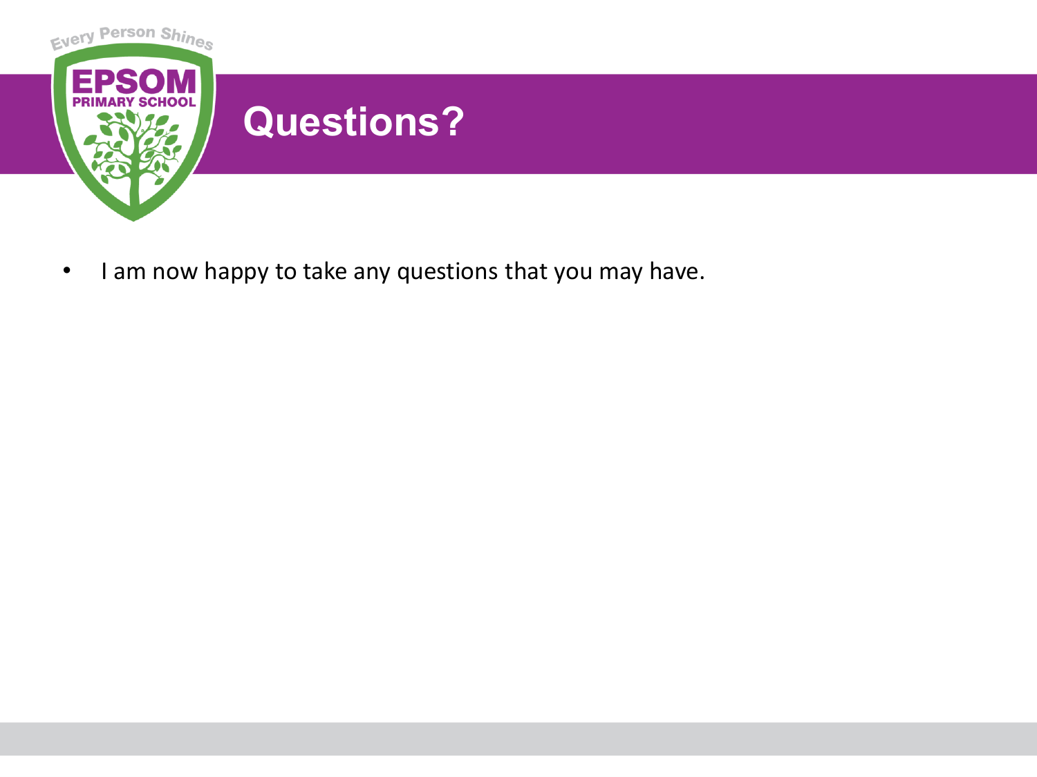# Questions?

- I am now happy to take any questions that you may have.